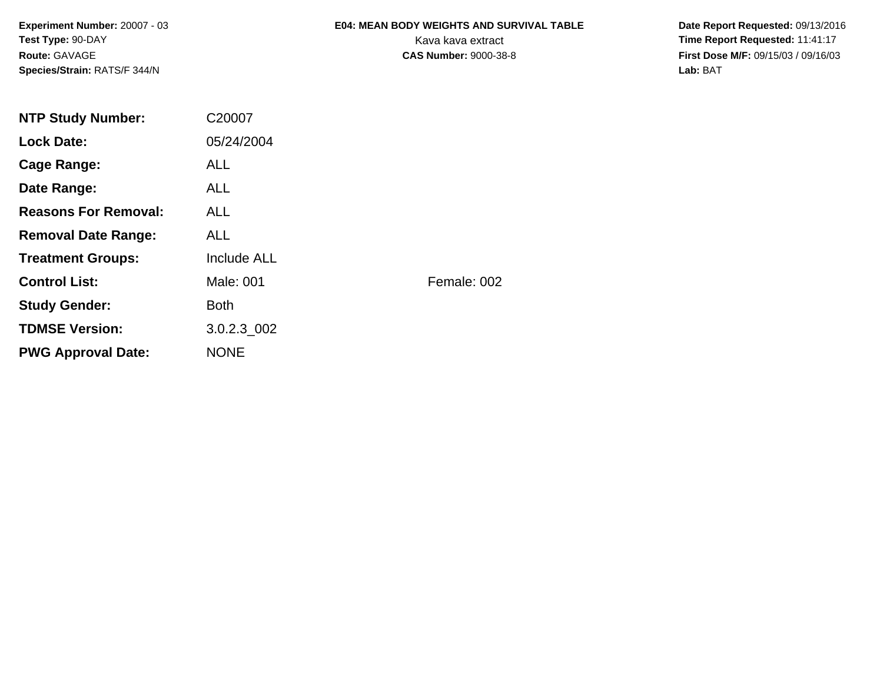**Experiment Number:** 20007 - 03
**Test Type:** 90-DAY
**Route:** GAVAGE
**Species/Strain:** RATS/F 344/N

**E04: MEAN BODY WEIGHTS AND SURVIVAL TABLE**
Kava kava extract
**CAS Number:** 9000-38-8

**Date Report Requested:** 09/13/2016
**Time Report Requested:** 11:41:17
**First Dose M/F:** 09/15/03 / 09/16/03
**Lab:** BAT

| | | |
|---|---|---|
| **NTP Study Number:** | C20007 | |
| **Lock Date:** | 05/24/2004 | |
| **Cage Range:** | ALL | |
| **Date Range:** | ALL | |
| **Reasons For Removal:** | ALL | |
| **Removal Date Range:** | ALL | |
| **Treatment Groups:** | Include ALL | |
| **Control List:** | Male: 001 | Female: 002 |
| **Study Gender:** | Both | |
| **TDMSE Version:** | 3.0.2.3_002 | |
| **PWG Approval Date:** | NONE | |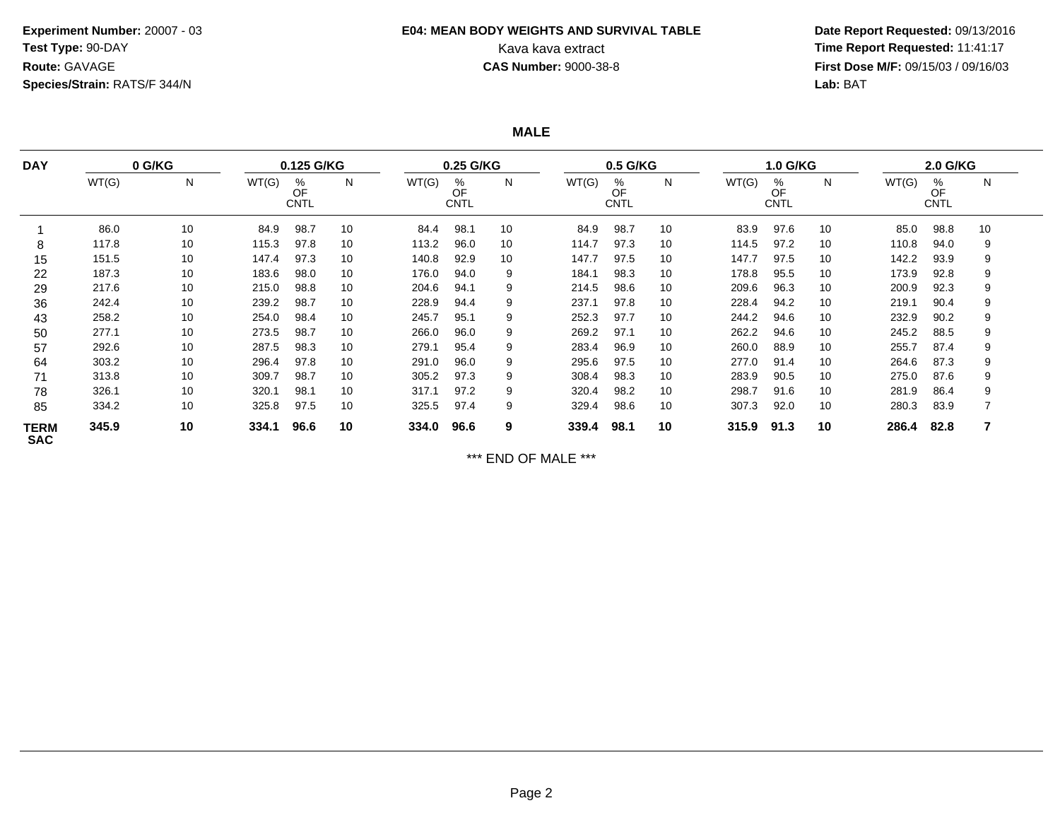**Experiment Number:** 20007 - 03
**Test Type:** 90-DAY
**Route:** GAVAGE
**Species/Strain:** RATS/F 344/N

**E04: MEAN BODY WEIGHTS AND SURVIVAL TABLE**
Kava kava extract
**CAS Number:** 9000-38-8

**Date Report Requested:** 09/13/2016
**Time Report Requested:** 11:41:17
**First Dose M/F:** 09/15/03 / 09/16/03
**Lab:** BAT

## MALE

| DAY | 0 G/KG | | 0.125 G/KG | | | 0.25 G/KG | | | 0.5 G/KG | | | 1.0 G/KG | | | 2.0 G/KG | | |
|---|---|---|---|---|---|---|---|---|---|---|---|---|---|---|---|---|---|
| | WT(G) | N | WT(G) | % OF CNTL | N | WT(G) | % OF CNTL | N | WT(G) | % OF CNTL | N | WT(G) | % OF CNTL | N | WT(G) | % OF CNTL | N |
| 1 | 86.0 | 10 | 84.9 | 98.7 | 10 | 84.4 | 98.1 | 10 | 84.9 | 98.7 | 10 | 83.9 | 97.6 | 10 | 85.0 | 98.8 | 10 |
| 8 | 117.8 | 10 | 115.3 | 97.8 | 10 | 113.2 | 96.0 | 10 | 114.7 | 97.3 | 10 | 114.5 | 97.2 | 10 | 110.8 | 94.0 | 9 |
| 15 | 151.5 | 10 | 147.4 | 97.3 | 10 | 140.8 | 92.9 | 10 | 147.7 | 97.5 | 10 | 147.7 | 97.5 | 10 | 142.2 | 93.9 | 9 |
| 22 | 187.3 | 10 | 183.6 | 98.0 | 10 | 176.0 | 94.0 | 9 | 184.1 | 98.3 | 10 | 178.8 | 95.5 | 10 | 173.9 | 92.8 | 9 |
| 29 | 217.6 | 10 | 215.0 | 98.8 | 10 | 204.6 | 94.1 | 9 | 214.5 | 98.6 | 10 | 209.6 | 96.3 | 10 | 200.9 | 92.3 | 9 |
| 36 | 242.4 | 10 | 239.2 | 98.7 | 10 | 228.9 | 94.4 | 9 | 237.1 | 97.8 | 10 | 228.4 | 94.2 | 10 | 219.1 | 90.4 | 9 |
| 43 | 258.2 | 10 | 254.0 | 98.4 | 10 | 245.7 | 95.1 | 9 | 252.3 | 97.7 | 10 | 244.2 | 94.6 | 10 | 232.9 | 90.2 | 9 |
| 50 | 277.1 | 10 | 273.5 | 98.7 | 10 | 266.0 | 96.0 | 9 | 269.2 | 97.1 | 10 | 262.2 | 94.6 | 10 | 245.2 | 88.5 | 9 |
| 57 | 292.6 | 10 | 287.5 | 98.3 | 10 | 279.1 | 95.4 | 9 | 283.4 | 96.9 | 10 | 260.0 | 88.9 | 10 | 255.7 | 87.4 | 9 |
| 64 | 303.2 | 10 | 296.4 | 97.8 | 10 | 291.0 | 96.0 | 9 | 295.6 | 97.5 | 10 | 277.0 | 91.4 | 10 | 264.6 | 87.3 | 9 |
| 71 | 313.8 | 10 | 309.7 | 98.7 | 10 | 305.2 | 97.3 | 9 | 308.4 | 98.3 | 10 | 283.9 | 90.5 | 10 | 275.0 | 87.6 | 9 |
| 78 | 326.1 | 10 | 320.1 | 98.1 | 10 | 317.1 | 97.2 | 9 | 320.4 | 98.2 | 10 | 298.7 | 91.6 | 10 | 281.9 | 86.4 | 9 |
| 85 | 334.2 | 10 | 325.8 | 97.5 | 10 | 325.5 | 97.4 | 9 | 329.4 | 98.6 | 10 | 307.3 | 92.0 | 10 | 280.3 | 83.9 | 7 |
| **TERM SAC** | **345.9** | **10** | **334.1** | **96.6** | **10** | **334.0** | **96.6** | **9** | **339.4** | **98.1** | **10** | **315.9** | **91.3** | **10** | **286.4** | **82.8** | **7** |

*** END OF MALE ***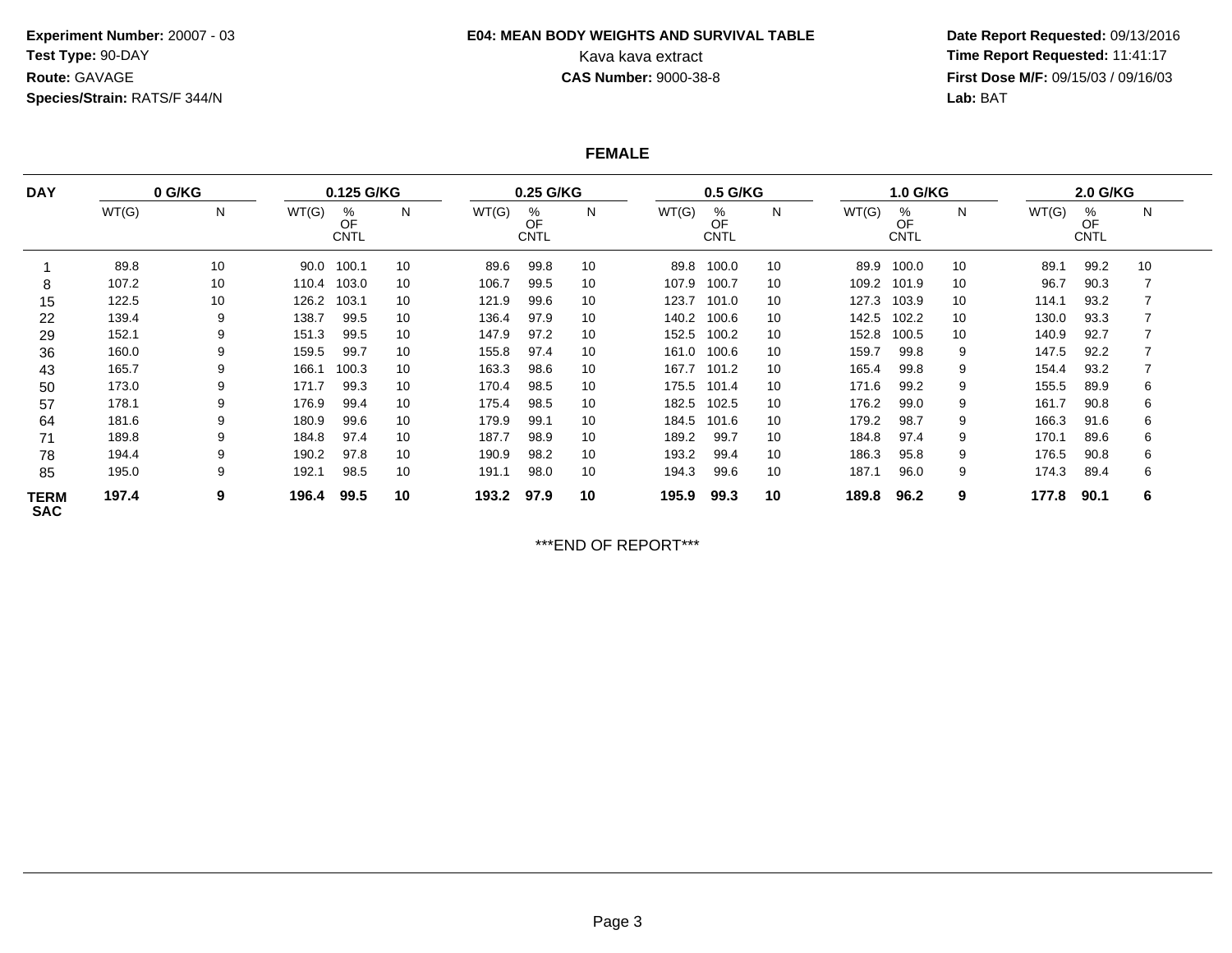**Experiment Number:** 20007 - 03
**Test Type:** 90-DAY
**Route:** GAVAGE
**Species/Strain:** RATS/F 344/N

**E04: MEAN BODY WEIGHTS AND SURVIVAL TABLE**
Kava kava extract
**CAS Number:** 9000-38-8

**Date Report Requested:** 09/13/2016
**Time Report Requested:** 11:41:17
**First Dose M/F:** 09/15/03 / 09/16/03
**Lab:** BAT

## FEMALE

| DAY | 0 G/KG | | 0.125 G/KG | | | 0.25 G/KG | | | 0.5 G/KG | | | 1.0 G/KG | | | 2.0 G/KG | | |
|---|---|---|---|---|---|---|---|---|---|---|---|---|---|---|---|---|---|
| | WT(G) | N | WT(G) | % OF CNTL | N | WT(G) | % OF CNTL | N | WT(G) | % OF CNTL | N | WT(G) | % OF CNTL | N | WT(G) | % OF CNTL | N |
| 1 | 89.8 | 10 | 90.0 | 100.1 | 10 | 89.6 | 99.8 | 10 | 89.8 | 100.0 | 10 | 89.9 | 100.0 | 10 | 89.1 | 99.2 | 10 |
| 8 | 107.2 | 10 | 110.4 | 103.0 | 10 | 106.7 | 99.5 | 10 | 107.9 | 100.7 | 10 | 109.2 | 101.9 | 10 | 96.7 | 90.3 | 7 |
| 15 | 122.5 | 10 | 126.2 | 103.1 | 10 | 121.9 | 99.6 | 10 | 123.7 | 101.0 | 10 | 127.3 | 103.9 | 10 | 114.1 | 93.2 | 7 |
| 22 | 139.4 | 9 | 138.7 | 99.5 | 10 | 136.4 | 97.9 | 10 | 140.2 | 100.6 | 10 | 142.5 | 102.2 | 10 | 130.0 | 93.3 | 7 |
| 29 | 152.1 | 9 | 151.3 | 99.5 | 10 | 147.9 | 97.2 | 10 | 152.5 | 100.2 | 10 | 152.8 | 100.5 | 10 | 140.9 | 92.7 | 7 |
| 36 | 160.0 | 9 | 159.5 | 99.7 | 10 | 155.8 | 97.4 | 10 | 161.0 | 100.6 | 10 | 159.7 | 99.8 | 9 | 147.5 | 92.2 | 7 |
| 43 | 165.7 | 9 | 166.1 | 100.3 | 10 | 163.3 | 98.6 | 10 | 167.7 | 101.2 | 10 | 165.4 | 99.8 | 9 | 154.4 | 93.2 | 7 |
| 50 | 173.0 | 9 | 171.7 | 99.3 | 10 | 170.4 | 98.5 | 10 | 175.5 | 101.4 | 10 | 171.6 | 99.2 | 9 | 155.5 | 89.9 | 6 |
| 57 | 178.1 | 9 | 176.9 | 99.4 | 10 | 175.4 | 98.5 | 10 | 182.5 | 102.5 | 10 | 176.2 | 99.0 | 9 | 161.7 | 90.8 | 6 |
| 64 | 181.6 | 9 | 180.9 | 99.6 | 10 | 179.9 | 99.1 | 10 | 184.5 | 101.6 | 10 | 179.2 | 98.7 | 9 | 166.3 | 91.6 | 6 |
| 71 | 189.8 | 9 | 184.8 | 97.4 | 10 | 187.7 | 98.9 | 10 | 189.2 | 99.7 | 10 | 184.8 | 97.4 | 9 | 170.1 | 89.6 | 6 |
| 78 | 194.4 | 9 | 190.2 | 97.8 | 10 | 190.9 | 98.2 | 10 | 193.2 | 99.4 | 10 | 186.3 | 95.8 | 9 | 176.5 | 90.8 | 6 |
| 85 | 195.0 | 9 | 192.1 | 98.5 | 10 | 191.1 | 98.0 | 10 | 194.3 | 99.6 | 10 | 187.1 | 96.0 | 9 | 174.3 | 89.4 | 6 |
| **TERM SAC** | **197.4** | **9** | **196.4** | **99.5** | **10** | **193.2** | **97.9** | **10** | **195.9** | **99.3** | **10** | **189.8** | **96.2** | **9** | **177.8** | **90.1** | **6** |

***END OF REPORT***